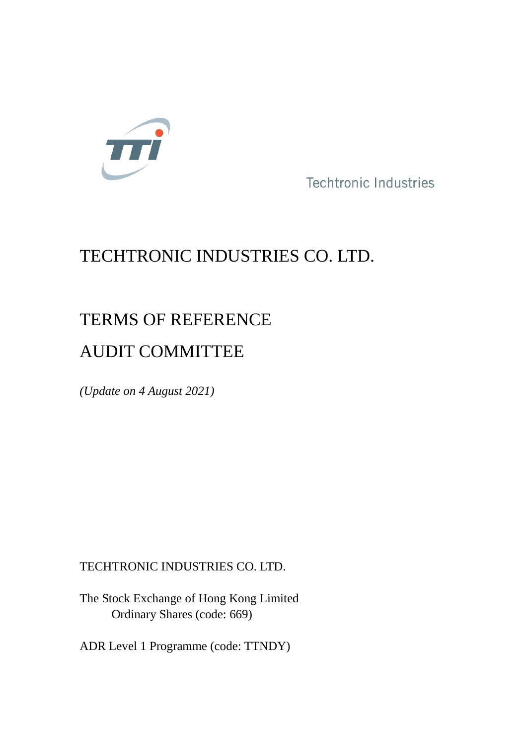Techtronic Industries

# TECHTRONIC INDUSTRIES CO. LTD.

# TERMS OF REFERENCE

# AUDIT COMMITTEE

*(Update on 4 August 2021)*

TECHTRONIC INDUSTRIES CO. LTD.

The Stock Exchange of Hong Kong Limited
Ordinary Shares (code: 669)

ADR Level 1 Programme (code: TTNDY)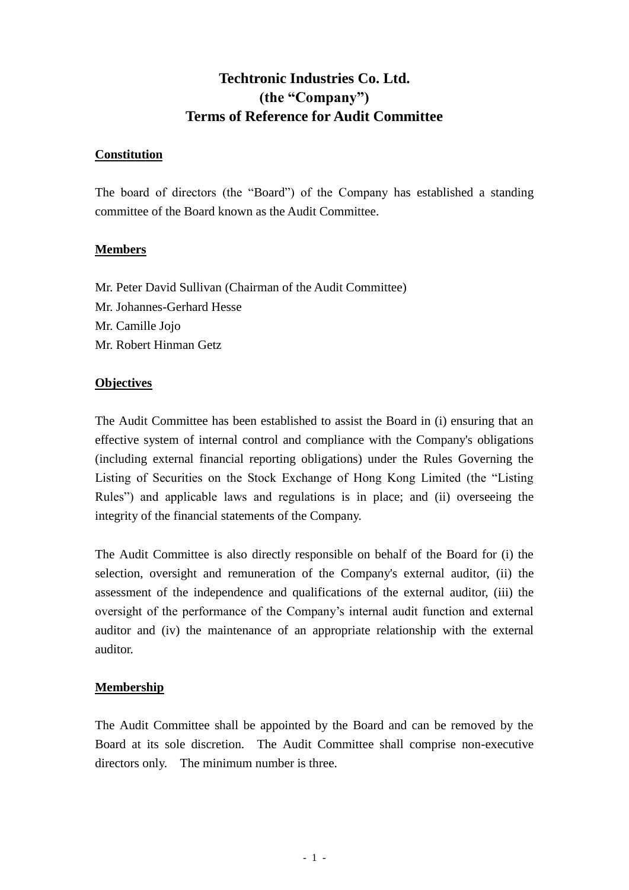# Techtronic Industries Co. Ltd.
# (the "Company")
# Terms of Reference for Audit Committee

## Constitution

The board of directors (the "Board") of the Company has established a standing committee of the Board known as the Audit Committee.

## Members

Mr. Peter David Sullivan (Chairman of the Audit Committee)
Mr. Johannes-Gerhard Hesse
Mr. Camille Jojo
Mr. Robert Hinman Getz

## Objectives

The Audit Committee has been established to assist the Board in (i) ensuring that an effective system of internal control and compliance with the Company's obligations (including external financial reporting obligations) under the Rules Governing the Listing of Securities on the Stock Exchange of Hong Kong Limited (the "Listing Rules") and applicable laws and regulations is in place; and (ii) overseeing the integrity of the financial statements of the Company.

The Audit Committee is also directly responsible on behalf of the Board for (i) the selection, oversight and remuneration of the Company's external auditor, (ii) the assessment of the independence and qualifications of the external auditor, (iii) the oversight of the performance of the Company's internal audit function and external auditor and (iv) the maintenance of an appropriate relationship with the external auditor.

## Membership

The Audit Committee shall be appointed by the Board and can be removed by the Board at its sole discretion. The Audit Committee shall comprise non-executive directors only. The minimum number is three.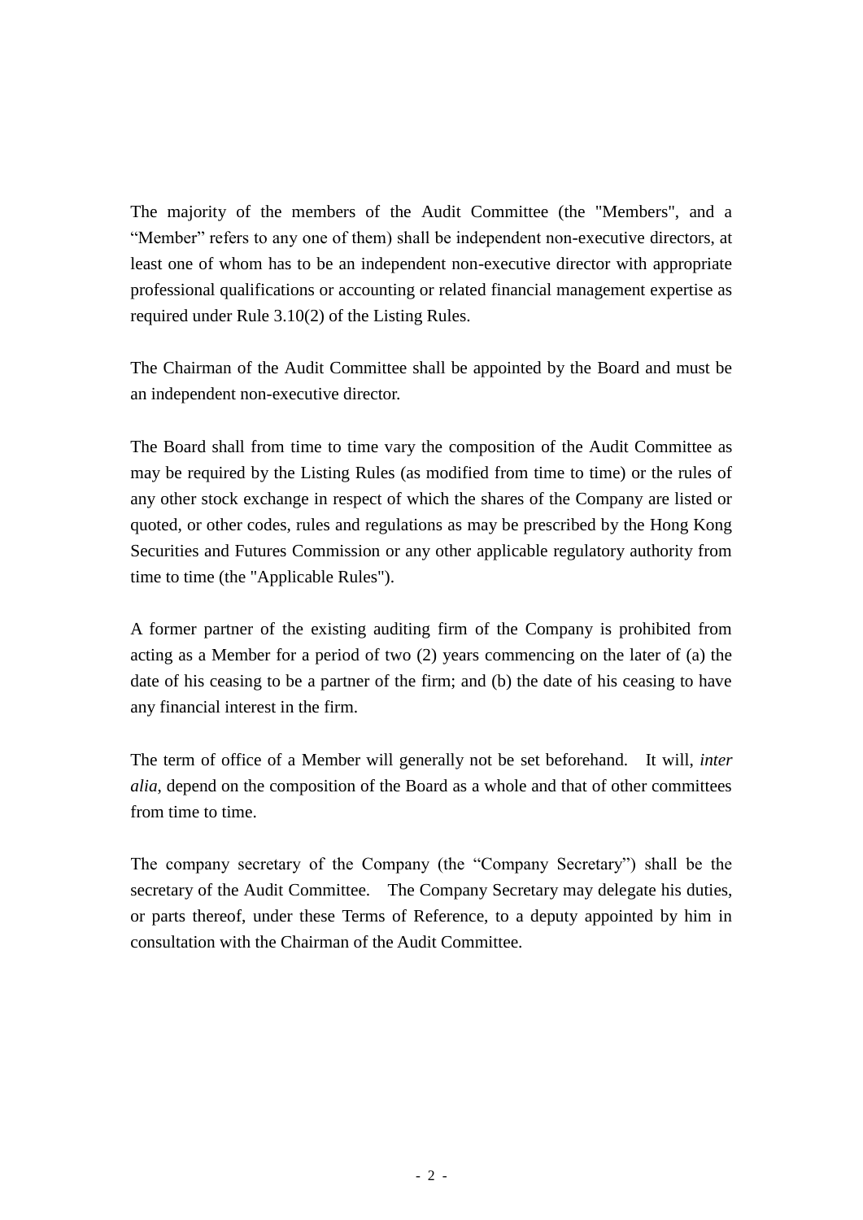The majority of the members of the Audit Committee (the "Members", and a "Member" refers to any one of them) shall be independent non-executive directors, at least one of whom has to be an independent non-executive director with appropriate professional qualifications or accounting or related financial management expertise as required under Rule 3.10(2) of the Listing Rules.

The Chairman of the Audit Committee shall be appointed by the Board and must be an independent non-executive director.

The Board shall from time to time vary the composition of the Audit Committee as may be required by the Listing Rules (as modified from time to time) or the rules of any other stock exchange in respect of which the shares of the Company are listed or quoted, or other codes, rules and regulations as may be prescribed by the Hong Kong Securities and Futures Commission or any other applicable regulatory authority from time to time (the "Applicable Rules").

A former partner of the existing auditing firm of the Company is prohibited from acting as a Member for a period of two (2) years commencing on the later of (a) the date of his ceasing to be a partner of the firm; and (b) the date of his ceasing to have any financial interest in the firm.

The term of office of a Member will generally not be set beforehand. It will, *inter alia*, depend on the composition of the Board as a whole and that of other committees from time to time.

The company secretary of the Company (the "Company Secretary") shall be the secretary of the Audit Committee. The Company Secretary may delegate his duties, or parts thereof, under these Terms of Reference, to a deputy appointed by him in consultation with the Chairman of the Audit Committee.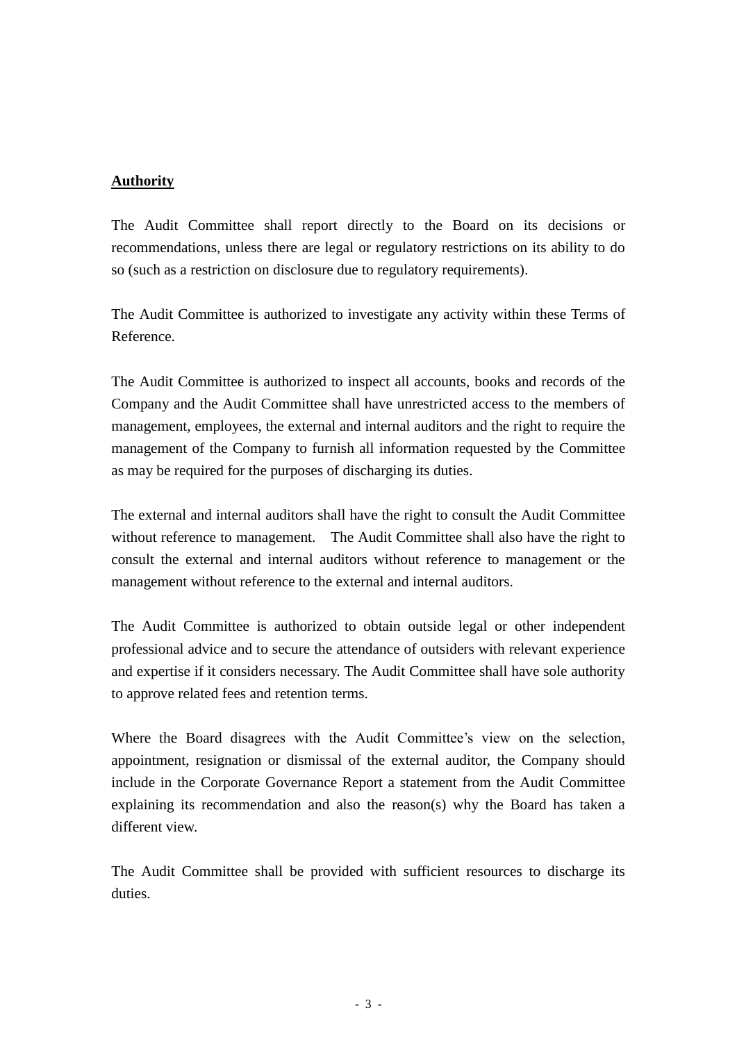**Authority**

The Audit Committee shall report directly to the Board on its decisions or recommendations, unless there are legal or regulatory restrictions on its ability to do so (such as a restriction on disclosure due to regulatory requirements).

The Audit Committee is authorized to investigate any activity within these Terms of Reference.

The Audit Committee is authorized to inspect all accounts, books and records of the Company and the Audit Committee shall have unrestricted access to the members of management, employees, the external and internal auditors and the right to require the management of the Company to furnish all information requested by the Committee as may be required for the purposes of discharging its duties.

The external and internal auditors shall have the right to consult the Audit Committee without reference to management. The Audit Committee shall also have the right to consult the external and internal auditors without reference to management or the management without reference to the external and internal auditors.

The Audit Committee is authorized to obtain outside legal or other independent professional advice and to secure the attendance of outsiders with relevant experience and expertise if it considers necessary. The Audit Committee shall have sole authority to approve related fees and retention terms.

Where the Board disagrees with the Audit Committee's view on the selection, appointment, resignation or dismissal of the external auditor, the Company should include in the Corporate Governance Report a statement from the Audit Committee explaining its recommendation and also the reason(s) why the Board has taken a different view.

The Audit Committee shall be provided with sufficient resources to discharge its duties.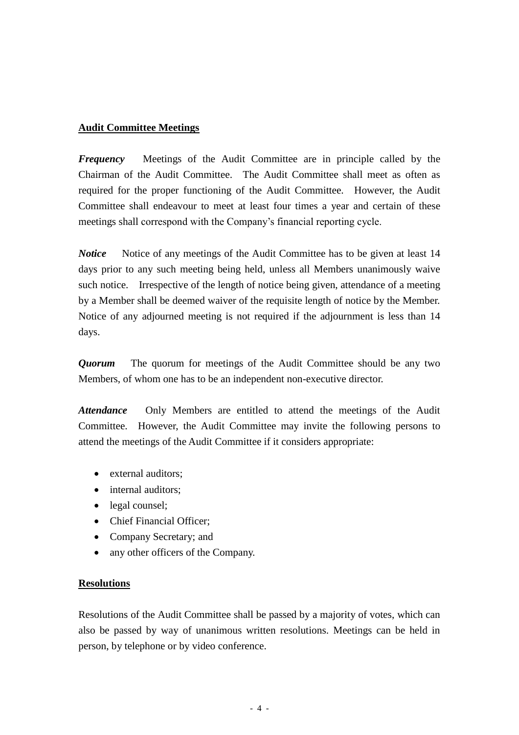**Audit Committee Meetings**

***Frequency*** Meetings of the Audit Committee are in principle called by the Chairman of the Audit Committee. The Audit Committee shall meet as often as required for the proper functioning of the Audit Committee. However, the Audit Committee shall endeavour to meet at least four times a year and certain of these meetings shall correspond with the Company's financial reporting cycle.

***Notice*** Notice of any meetings of the Audit Committee has to be given at least 14 days prior to any such meeting being held, unless all Members unanimously waive such notice. Irrespective of the length of notice being given, attendance of a meeting by a Member shall be deemed waiver of the requisite length of notice by the Member. Notice of any adjourned meeting is not required if the adjournment is less than 14 days.

***Quorum*** The quorum for meetings of the Audit Committee should be any two Members, of whom one has to be an independent non-executive director.

***Attendance*** Only Members are entitled to attend the meetings of the Audit Committee. However, the Audit Committee may invite the following persons to attend the meetings of the Audit Committee if it considers appropriate:

- external auditors;
- internal auditors;
- legal counsel;
- Chief Financial Officer;
- Company Secretary; and
- any other officers of the Company.

**Resolutions**

Resolutions of the Audit Committee shall be passed by a majority of votes, which can also be passed by way of unanimous written resolutions. Meetings can be held in person, by telephone or by video conference.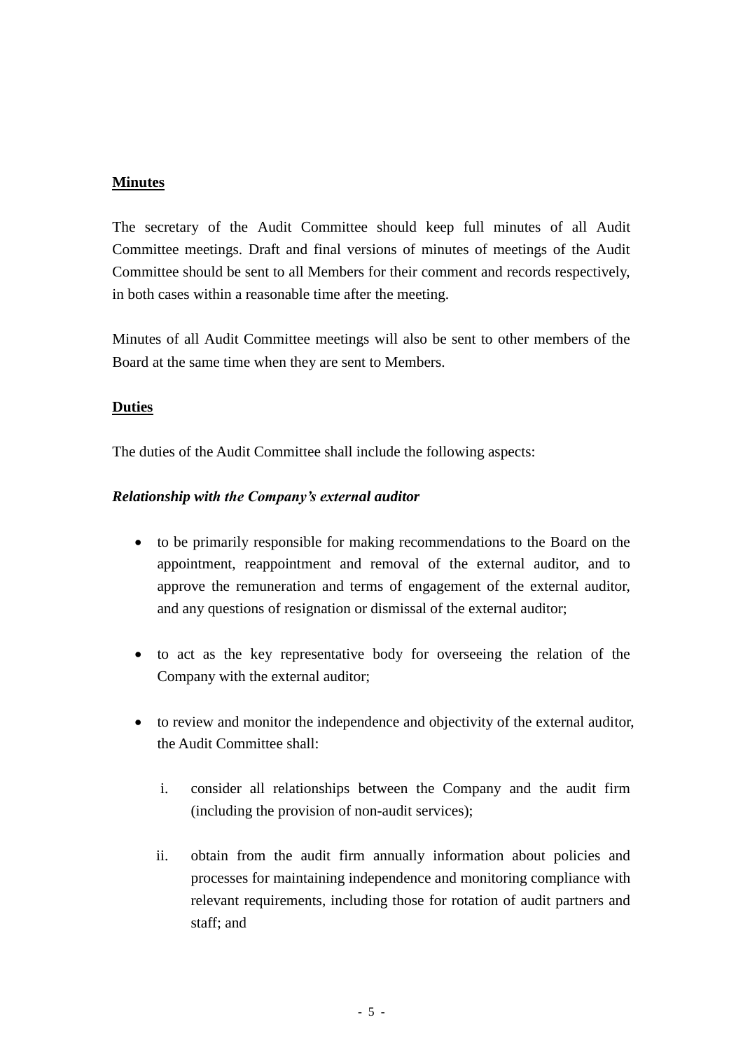**Minutes**

The secretary of the Audit Committee should keep full minutes of all Audit Committee meetings. Draft and final versions of minutes of meetings of the Audit Committee should be sent to all Members for their comment and records respectively, in both cases within a reasonable time after the meeting.

Minutes of all Audit Committee meetings will also be sent to other members of the Board at the same time when they are sent to Members.

**Duties**

The duties of the Audit Committee shall include the following aspects:

***Relationship with the Company's external auditor***

- to be primarily responsible for making recommendations to the Board on the appointment, reappointment and removal of the external auditor, and to approve the remuneration and terms of engagement of the external auditor, and any questions of resignation or dismissal of the external auditor;

- to act as the key representative body for overseeing the relation of the Company with the external auditor;

- to review and monitor the independence and objectivity of the external auditor, the Audit Committee shall:

    i. consider all relationships between the Company and the audit firm (including the provision of non-audit services);

    ii. obtain from the audit firm annually information about policies and processes for maintaining independence and monitoring compliance with relevant requirements, including those for rotation of audit partners and staff; and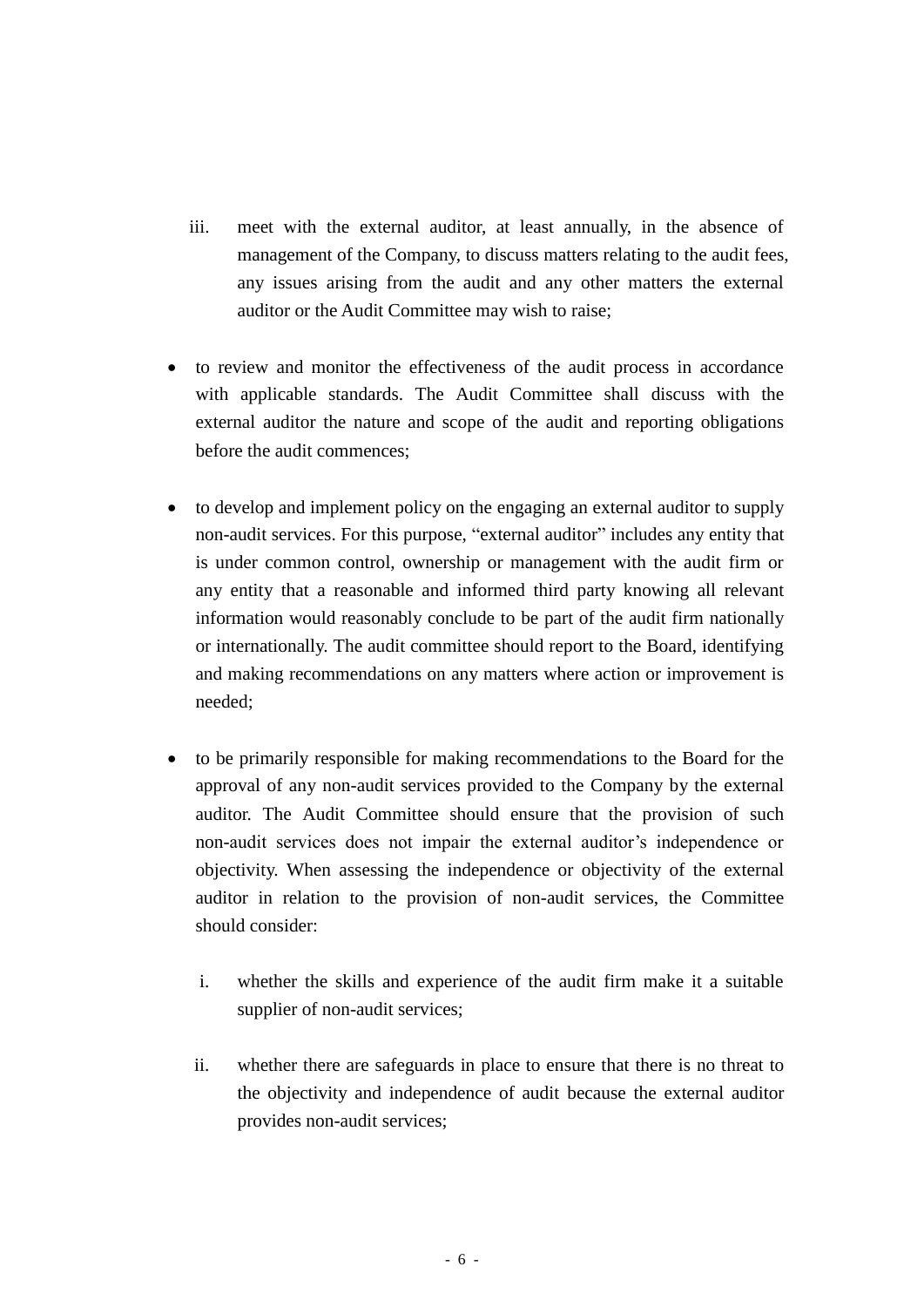iii. meet with the external auditor, at least annually, in the absence of management of the Company, to discuss matters relating to the audit fees, any issues arising from the audit and any other matters the external auditor or the Audit Committee may wish to raise;

- to review and monitor the effectiveness of the audit process in accordance with applicable standards. The Audit Committee shall discuss with the external auditor the nature and scope of the audit and reporting obligations before the audit commences;

- to develop and implement policy on the engaging an external auditor to supply non-audit services. For this purpose, "external auditor" includes any entity that is under common control, ownership or management with the audit firm or any entity that a reasonable and informed third party knowing all relevant information would reasonably conclude to be part of the audit firm nationally or internationally. The audit committee should report to the Board, identifying and making recommendations on any matters where action or improvement is needed;

- to be primarily responsible for making recommendations to the Board for the approval of any non-audit services provided to the Company by the external auditor. The Audit Committee should ensure that the provision of such non-audit services does not impair the external auditor's independence or objectivity. When assessing the independence or objectivity of the external auditor in relation to the provision of non-audit services, the Committee should consider:

  i. whether the skills and experience of the audit firm make it a suitable supplier of non-audit services;

  ii. whether there are safeguards in place to ensure that there is no threat to the objectivity and independence of audit because the external auditor provides non-audit services;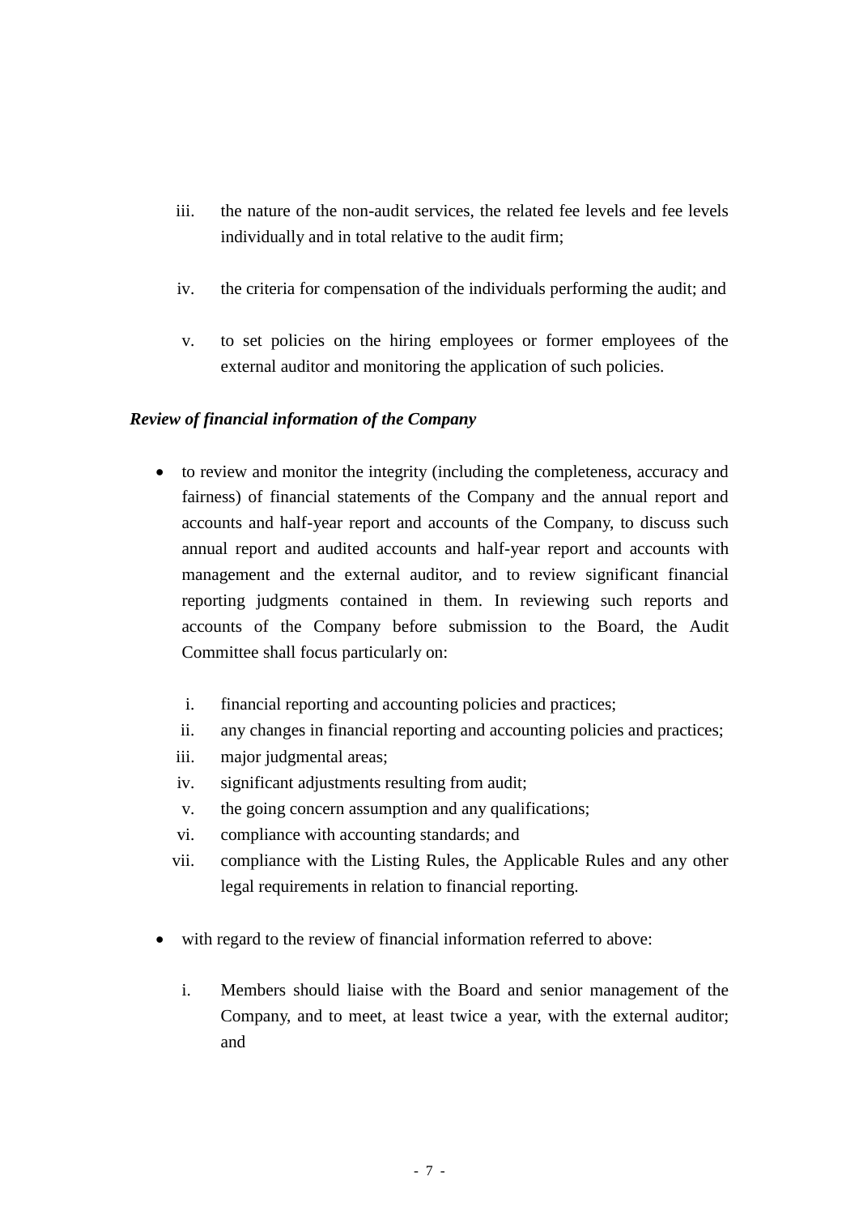iii. the nature of the non-audit services, the related fee levels and fee levels individually and in total relative to the audit firm;

iv. the criteria for compensation of the individuals performing the audit; and

v. to set policies on the hiring employees or former employees of the external auditor and monitoring the application of such policies.

***Review of financial information of the Company***

- to review and monitor the integrity (including the completeness, accuracy and fairness) of financial statements of the Company and the annual report and accounts and half-year report and accounts of the Company, to discuss such annual report and audited accounts and half-year report and accounts with management and the external auditor, and to review significant financial reporting judgments contained in them. In reviewing such reports and accounts of the Company before submission to the Board, the Audit Committee shall focus particularly on:

  i. financial reporting and accounting policies and practices;
  ii. any changes in financial reporting and accounting policies and practices;
  iii. major judgmental areas;
  iv. significant adjustments resulting from audit;
  v. the going concern assumption and any qualifications;
  vi. compliance with accounting standards; and
  vii. compliance with the Listing Rules, the Applicable Rules and any other legal requirements in relation to financial reporting.

- with regard to the review of financial information referred to above:

  i. Members should liaise with the Board and senior management of the Company, and to meet, at least twice a year, with the external auditor; and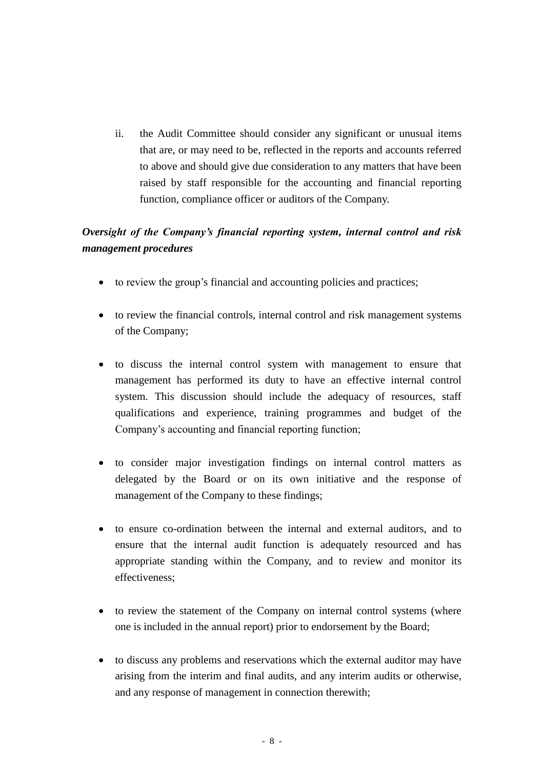ii. the Audit Committee should consider any significant or unusual items that are, or may need to be, reflected in the reports and accounts referred to above and should give due consideration to any matters that have been raised by staff responsible for the accounting and financial reporting function, compliance officer or auditors of the Company.

***Oversight of the Company's financial reporting system, internal control and risk management procedures***

- to review the group's financial and accounting policies and practices;
- to review the financial controls, internal control and risk management systems of the Company;
- to discuss the internal control system with management to ensure that management has performed its duty to have an effective internal control system. This discussion should include the adequacy of resources, staff qualifications and experience, training programmes and budget of the Company's accounting and financial reporting function;
- to consider major investigation findings on internal control matters as delegated by the Board or on its own initiative and the response of management of the Company to these findings;
- to ensure co-ordination between the internal and external auditors, and to ensure that the internal audit function is adequately resourced and has appropriate standing within the Company, and to review and monitor its effectiveness;
- to review the statement of the Company on internal control systems (where one is included in the annual report) prior to endorsement by the Board;
- to discuss any problems and reservations which the external auditor may have arising from the interim and final audits, and any interim audits or otherwise, and any response of management in connection therewith;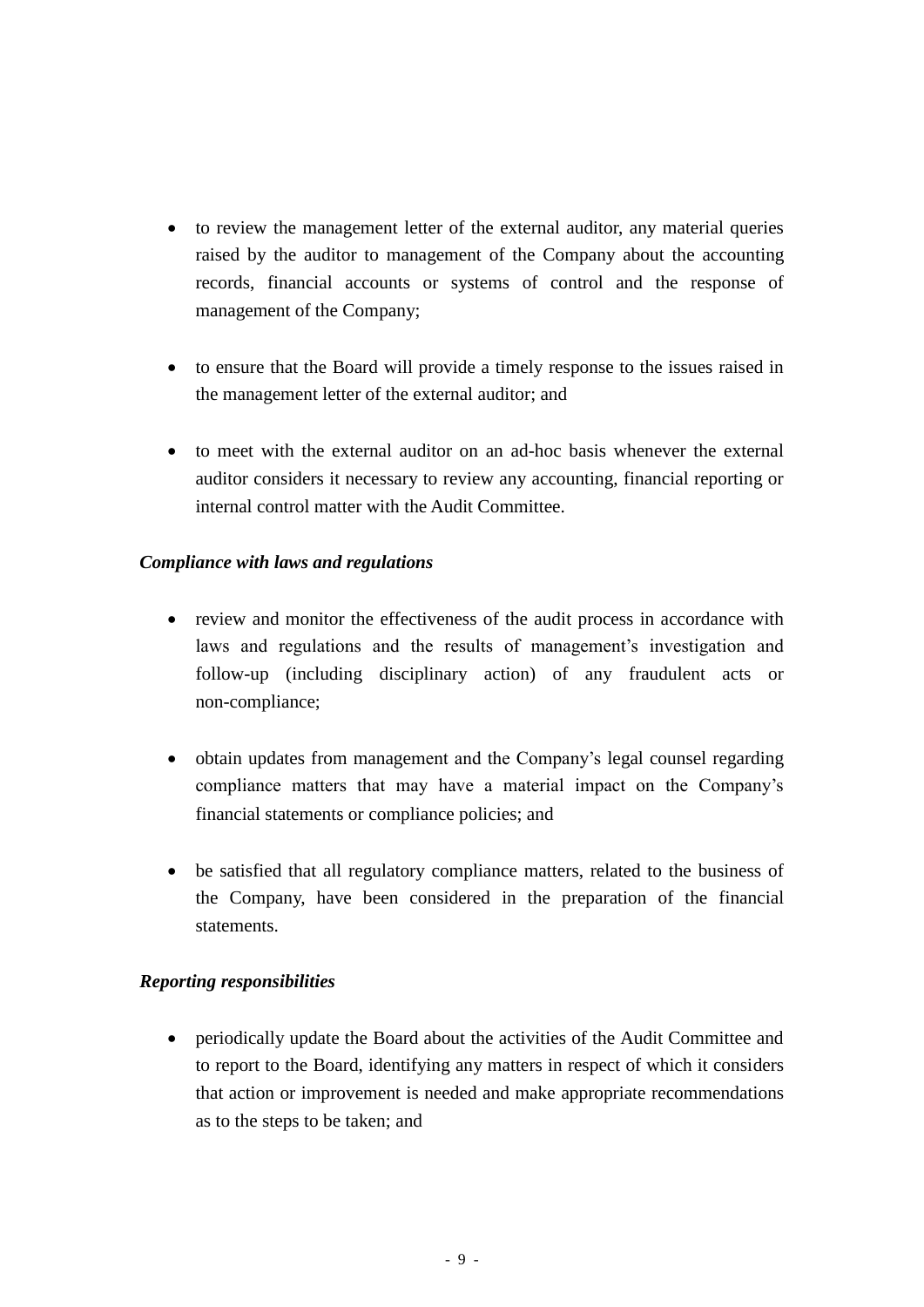- to review the management letter of the external auditor, any material queries raised by the auditor to management of the Company about the accounting records, financial accounts or systems of control and the response of management of the Company;

- to ensure that the Board will provide a timely response to the issues raised in the management letter of the external auditor; and

- to meet with the external auditor on an ad-hoc basis whenever the external auditor considers it necessary to review any accounting, financial reporting or internal control matter with the Audit Committee.

***Compliance with laws and regulations***

- review and monitor the effectiveness of the audit process in accordance with laws and regulations and the results of management's investigation and follow-up (including disciplinary action) of any fraudulent acts or non-compliance;

- obtain updates from management and the Company's legal counsel regarding compliance matters that may have a material impact on the Company's financial statements or compliance policies; and

- be satisfied that all regulatory compliance matters, related to the business of the Company, have been considered in the preparation of the financial statements.

***Reporting responsibilities***

- periodically update the Board about the activities of the Audit Committee and to report to the Board, identifying any matters in respect of which it considers that action or improvement is needed and make appropriate recommendations as to the steps to be taken; and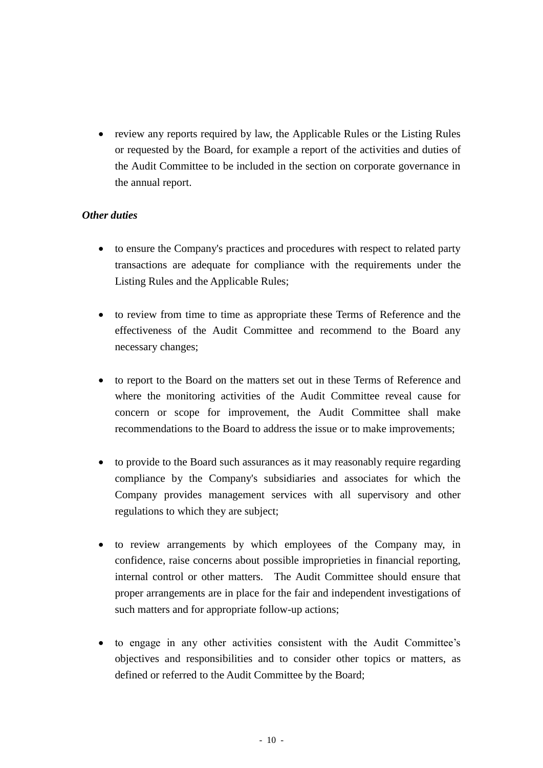- review any reports required by law, the Applicable Rules or the Listing Rules or requested by the Board, for example a report of the activities and duties of the Audit Committee to be included in the section on corporate governance in the annual report.

***Other duties***

- to ensure the Company's practices and procedures with respect to related party transactions are adequate for compliance with the requirements under the Listing Rules and the Applicable Rules;

- to review from time to time as appropriate these Terms of Reference and the effectiveness of the Audit Committee and recommend to the Board any necessary changes;

- to report to the Board on the matters set out in these Terms of Reference and where the monitoring activities of the Audit Committee reveal cause for concern or scope for improvement, the Audit Committee shall make recommendations to the Board to address the issue or to make improvements;

- to provide to the Board such assurances as it may reasonably require regarding compliance by the Company's subsidiaries and associates for which the Company provides management services with all supervisory and other regulations to which they are subject;

- to review arrangements by which employees of the Company may, in confidence, raise concerns about possible improprieties in financial reporting, internal control or other matters. The Audit Committee should ensure that proper arrangements are in place for the fair and independent investigations of such matters and for appropriate follow-up actions;

- to engage in any other activities consistent with the Audit Committee's objectives and responsibilities and to consider other topics or matters, as defined or referred to the Audit Committee by the Board;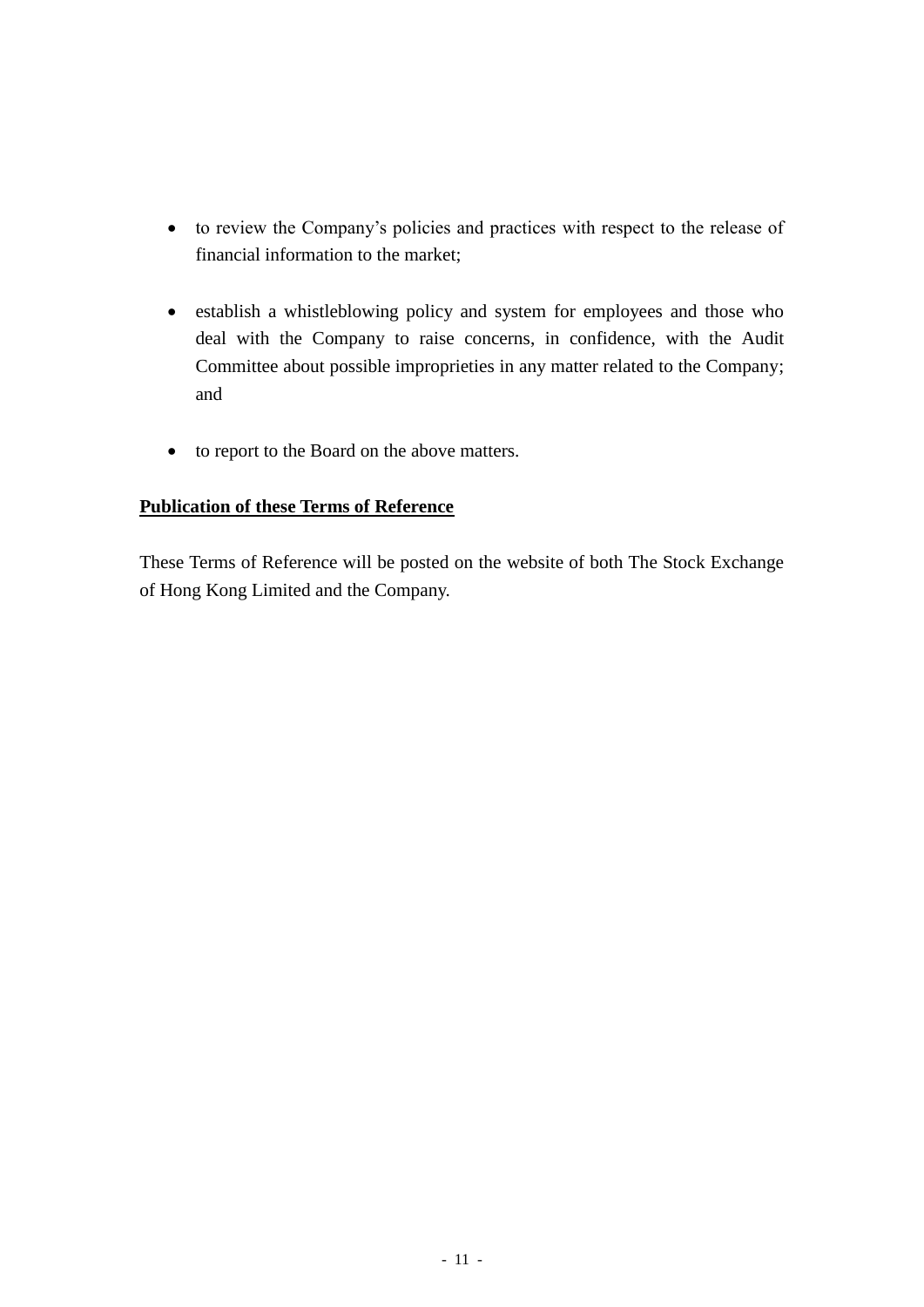- to review the Company's policies and practices with respect to the release of financial information to the market;

- establish a whistleblowing policy and system for employees and those who deal with the Company to raise concerns, in confidence, with the Audit Committee about possible improprieties in any matter related to the Company; and

- to report to the Board on the above matters.

**Publication of these Terms of Reference**

These Terms of Reference will be posted on the website of both The Stock Exchange of Hong Kong Limited and the Company.